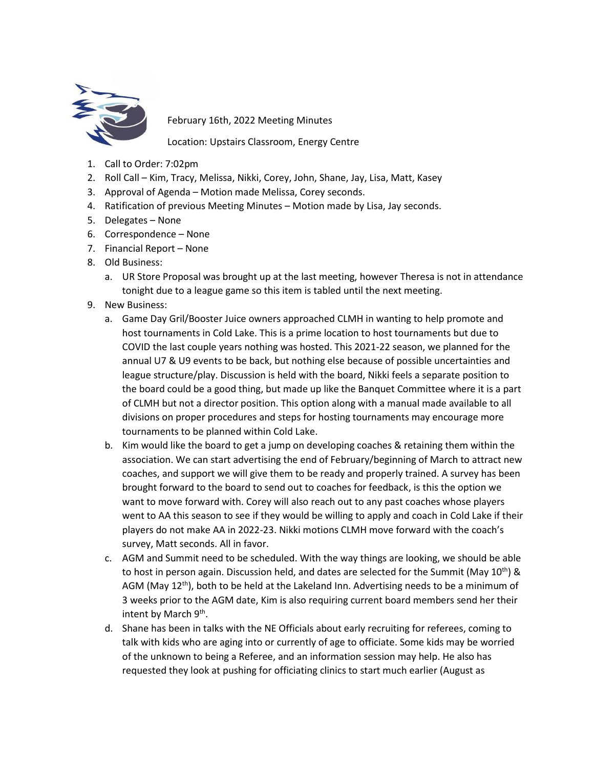February 16th, 2022 Meeting Minutes

Location: Upstairs Classroom, Energy Centre

1. Call to Order: 7:02pm
2. Roll Call – Kim, Tracy, Melissa, Nikki, Corey, John, Shane, Jay, Lisa, Matt, Kasey
3. Approval of Agenda – Motion made Melissa, Corey seconds.
4. Ratification of previous Meeting Minutes – Motion made by Lisa, Jay seconds.
5. Delegates – None
6. Correspondence – None
7. Financial Report – None
8. Old Business:
   a. UR Store Proposal was brought up at the last meeting, however Theresa is not in attendance tonight due to a league game so this item is tabled until the next meeting.
9. New Business:
   a. Game Day Gril/Booster Juice owners approached CLMH in wanting to help promote and host tournaments in Cold Lake. This is a prime location to host tournaments but due to COVID the last couple years nothing was hosted. This 2021-22 season, we planned for the annual U7 & U9 events to be back, but nothing else because of possible uncertainties and league structure/play. Discussion is held with the board, Nikki feels a separate position to the board could be a good thing, but made up like the Banquet Committee where it is a part of CLMH but not a director position. This option along with a manual made available to all divisions on proper procedures and steps for hosting tournaments may encourage more tournaments to be planned within Cold Lake.
   b. Kim would like the board to get a jump on developing coaches & retaining them within the association. We can start advertising the end of February/beginning of March to attract new coaches, and support we will give them to be ready and properly trained. A survey has been brought forward to the board to send out to coaches for feedback, is this the option we want to move forward with. Corey will also reach out to any past coaches whose players went to AA this season to see if they would be willing to apply and coach in Cold Lake if their players do not make AA in 2022-23. Nikki motions CLMH move forward with the coach's survey, Matt seconds. All in favor.
   c. AGM and Summit need to be scheduled. With the way things are looking, we should be able to host in person again. Discussion held, and dates are selected for the Summit (May 10th) & AGM (May 12th), both to be held at the Lakeland Inn. Advertising needs to be a minimum of 3 weeks prior to the AGM date, Kim is also requiring current board members send her their intent by March 9th.
   d. Shane has been in talks with the NE Officials about early recruiting for referees, coming to talk with kids who are aging into or currently of age to officiate. Some kids may be worried of the unknown to being a Referee, and an information session may help. He also has requested they look at pushing for officiating clinics to start much earlier (August as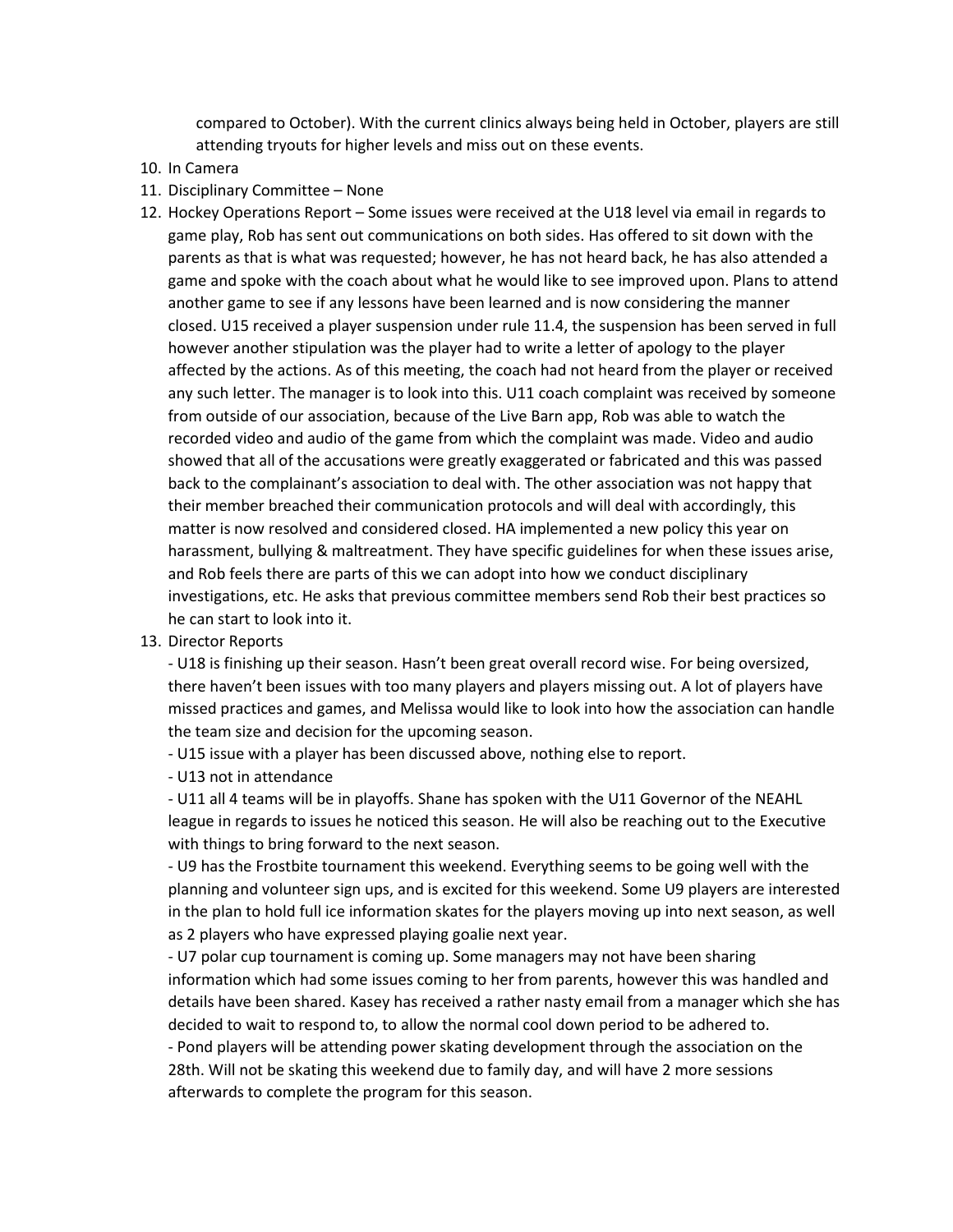compared to October). With the current clinics always being held in October, players are still attending tryouts for higher levels and miss out on these events.

10. In Camera
11. Disciplinary Committee – None
12. Hockey Operations Report – Some issues were received at the U18 level via email in regards to game play, Rob has sent out communications on both sides. Has offered to sit down with the parents as that is what was requested; however, he has not heard back, he has also attended a game and spoke with the coach about what he would like to see improved upon. Plans to attend another game to see if any lessons have been learned and is now considering the manner closed. U15 received a player suspension under rule 11.4, the suspension has been served in full however another stipulation was the player had to write a letter of apology to the player affected by the actions. As of this meeting, the coach had not heard from the player or received any such letter. The manager is to look into this. U11 coach complaint was received by someone from outside of our association, because of the Live Barn app, Rob was able to watch the recorded video and audio of the game from which the complaint was made. Video and audio showed that all of the accusations were greatly exaggerated or fabricated and this was passed back to the complainant's association to deal with. The other association was not happy that their member breached their communication protocols and will deal with accordingly, this matter is now resolved and considered closed. HA implemented a new policy this year on harassment, bullying & maltreatment. They have specific guidelines for when these issues arise, and Rob feels there are parts of this we can adopt into how we conduct disciplinary investigations, etc. He asks that previous committee members send Rob their best practices so he can start to look into it.
13. Director Reports

    - U18 is finishing up their season. Hasn't been great overall record wise. For being oversized, there haven't been issues with too many players and players missing out. A lot of players have missed practices and games, and Melissa would like to look into how the association can handle the team size and decision for the upcoming season.
    - U15 issue with a player has been discussed above, nothing else to report.
    - U13 not in attendance
    - U11 all 4 teams will be in playoffs. Shane has spoken with the U11 Governor of the NEAHL league in regards to issues he noticed this season. He will also be reaching out to the Executive with things to bring forward to the next season.
    - U9 has the Frostbite tournament this weekend. Everything seems to be going well with the planning and volunteer sign ups, and is excited for this weekend. Some U9 players are interested in the plan to hold full ice information skates for the players moving up into next season, as well as 2 players who have expressed playing goalie next year.
    - U7 polar cup tournament is coming up. Some managers may not have been sharing information which had some issues coming to her from parents, however this was handled and details have been shared. Kasey has received a rather nasty email from a manager which she has decided to wait to respond to, to allow the normal cool down period to be adhered to.
    - Pond players will be attending power skating development through the association on the 28th. Will not be skating this weekend due to family day, and will have 2 more sessions afterwards to complete the program for this season.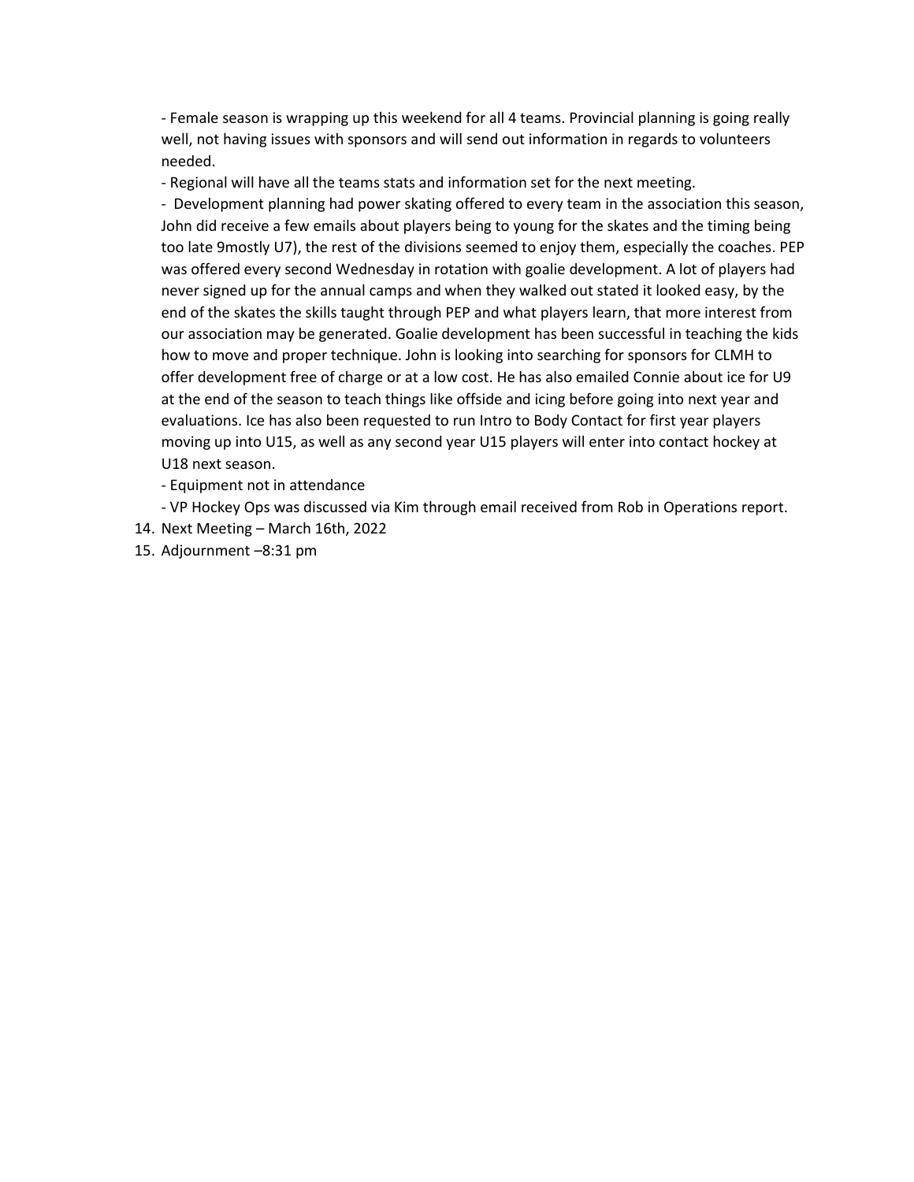- Female season is wrapping up this weekend for all 4 teams. Provincial planning is going really well, not having issues with sponsors and will send out information in regards to volunteers needed.

- Regional will have all the teams stats and information set for the next meeting.

- Development planning had power skating offered to every team in the association this season, John did receive a few emails about players being to young for the skates and the timing being too late 9mostly U7), the rest of the divisions seemed to enjoy them, especially the coaches. PEP was offered every second Wednesday in rotation with goalie development. A lot of players had never signed up for the annual camps and when they walked out stated it looked easy, by the end of the skates the skills taught through PEP and what players learn, that more interest from our association may be generated. Goalie development has been successful in teaching the kids how to move and proper technique. John is looking into searching for sponsors for CLMH to offer development free of charge or at a low cost. He has also emailed Connie about ice for U9 at the end of the season to teach things like offside and icing before going into next year and evaluations. Ice has also been requested to run Intro to Body Contact for first year players moving up into U15, as well as any second year U15 players will enter into contact hockey at U18 next season.

- Equipment not in attendance

- VP Hockey Ops was discussed via Kim through email received from Rob in Operations report.

14. Next Meeting – March 16th, 2022
15. Adjournment –8:31 pm